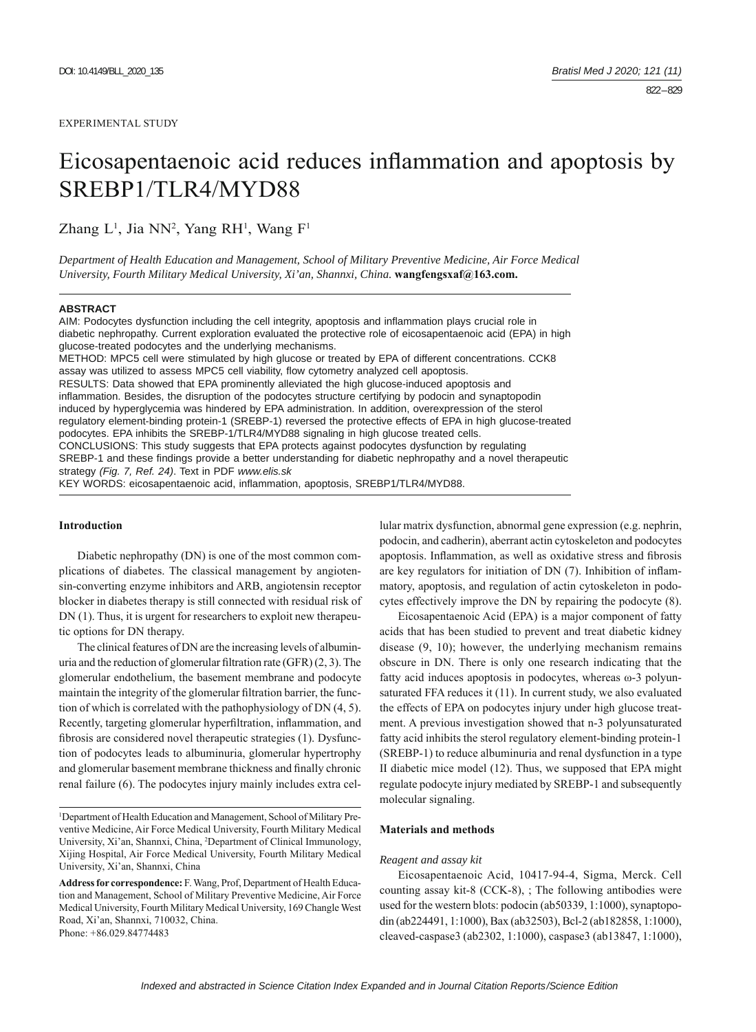EXPERIMENTAL STUDY

# Eicosapentaenoic acid reduces inflammation and apoptosis by SREBP1/TLR4/MYD88

Zhang L[1], Jia NN[2], Yang RH[1], Wang F[1]

*Department of Health Education and Management, School of Military Preventive Medicine, Air Force Medical University, Fourth Military Medical University, Xi'an, Shannxi, China.* **wangfengsxaf@163.com.**

**ABSTRACT**

AIM: Podocytes dysfunction including the cell integrity, apoptosis and inflammation plays crucial role in diabetic nephropathy. Current exploration evaluated the protective role of eicosapentaenoic acid (EPA) in high glucose-treated podocytes and the underlying mechanisms.

METHOD: MPC5 cell were stimulated by high glucose or treated by EPA of different concentrations. CCK8 assay was utilized to assess MPC5 cell viability, flow cytometry analyzed cell apoptosis.

RESULTS: Data showed that EPA prominently alleviated the high glucose-induced apoptosis and inflammation. Besides, the disruption of the podocytes structure certifying by podocin and synaptopodin induced by hyperglycemia was hindered by EPA administration. In addition, overexpression of the sterol regulatory element-binding protein-1 (SREBP-1) reversed the protective effects of EPA in high glucose-treated podocytes. EPA inhibits the SREBP-1/TLR4/MYD88 signaling in high glucose treated cells.

CONCLUSIONS: This study suggests that EPA protects against podocytes dysfunction by regulating SREBP-1 and these findings provide a better understanding for diabetic nephropathy and a novel therapeutic strategy *(Fig. 7, Ref. 24)*. Text in PDF *www.elis.sk*

KEY WORDS: eicosapentaenoic acid, inflammation, apoptosis, SREBP1/TLR4/MYD88.

## Introduction

Diabetic nephropathy (DN) is one of the most common complications of diabetes. The classical management by angiotensin-converting enzyme inhibitors and ARB, angiotensin receptor blocker in diabetes therapy is still connected with residual risk of DN (1). Thus, it is urgent for researchers to exploit new therapeutic options for DN therapy.

The clinical features of DN are the increasing levels of albuminuria and the reduction of glomerular filtration rate (GFR) (2, 3). The glomerular endothelium, the basement membrane and podocyte maintain the integrity of the glomerular filtration barrier, the function of which is correlated with the pathophysiology of DN (4, 5). Recently, targeting glomerular hyperfiltration, inflammation, and fibrosis are considered novel therapeutic strategies (1). Dysfunction of podocytes leads to albuminuria, glomerular hypertrophy and glomerular basement membrane thickness and finally chronic renal failure (6). The podocytes injury mainly includes extra cellular matrix dysfunction, abnormal gene expression (e.g. nephrin, podocin, and cadherin), aberrant actin cytoskeleton and podocytes apoptosis. Inflammation, as well as oxidative stress and fibrosis are key regulators for initiation of DN (7). Inhibition of inflammatory, apoptosis, and regulation of actin cytoskeleton in podocytes effectively improve the DN by repairing the podocyte (8).

Eicosapentaenoic Acid (EPA) is a major component of fatty acids that has been studied to prevent and treat diabetic kidney disease (9, 10); however, the underlying mechanism remains obscure in DN. There is only one research indicating that the fatty acid induces apoptosis in podocytes, whereas ω-3 polyunsaturated FFA reduces it (11). In current study, we also evaluated the effects of EPA on podocytes injury under high glucose treatment. A previous investigation showed that n-3 polyunsaturated fatty acid inhibits the sterol regulatory element-binding protein-1 (SREBP-1) to reduce albuminuria and renal dysfunction in a type II diabetic mice model (12). Thus, we supposed that EPA might regulate podocyte injury mediated by SREBP-1 and subsequently molecular signaling.

## Materials and methods

### *Reagent and assay kit*

Eicosapentaenoic Acid, 10417-94-4, Sigma, Merck. Cell counting assay kit-8 (CCK-8), ; The following antibodies were used for the western blots: podocin (ab50339, 1:1000), synaptopodin (ab224491, 1:1000), Bax (ab32503), Bcl-2 (ab182858, 1:1000), cleaved-caspase3 (ab2302, 1:1000), caspase3 (ab13847, 1:1000),

---

[1]Department of Health Education and Management, School of Military Preventive Medicine, Air Force Medical University, Fourth Military Medical University, Xi'an, Shannxi, China, [2]Department of Clinical Immunology, Xijing Hospital, Air Force Medical University, Fourth Military Medical University, Xi'an, Shannxi, China

**Address for correspondence:** F. Wang, Prof, Department of Health Education and Management, School of Military Preventive Medicine, Air Force Medical University, Fourth Military Medical University, 169 Changle West Road, Xi'an, Shannxi, 710032, China.
Phone: +86.029.84774483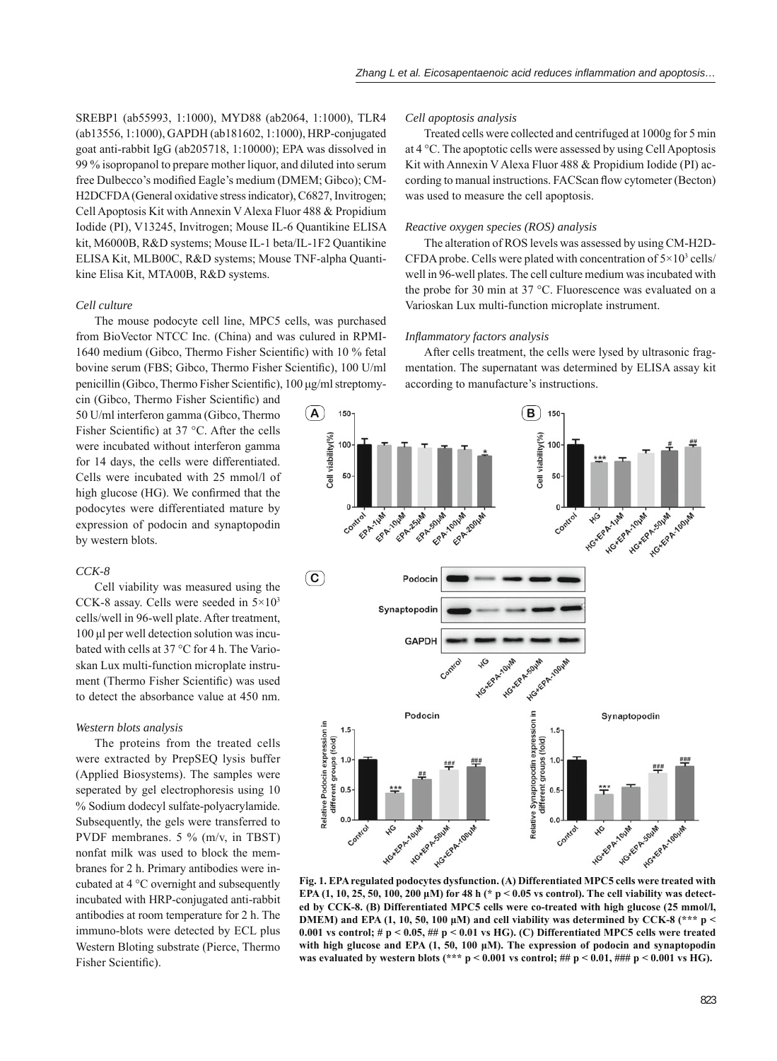SREBP1 (ab55993, 1:1000), MYD88 (ab2064, 1:1000), TLR4 (ab13556, 1:1000), GAPDH (ab181602, 1:1000), HRP-conjugated goat anti-rabbit IgG (ab205718, 1:10000); EPA was dissolved in 99 % isopropanol to prepare mother liquor, and diluted into serum free Dulbecco's modified Eagle's medium (DMEM; Gibco); CM-H2DCFDA (General oxidative stress indicator), C6827, Invitrogen; Cell Apoptosis Kit with Annexin V Alexa Fluor 488 & Propidium Iodide (PI), V13245, Invitrogen; Mouse IL-6 Quantikine ELISA kit, M6000B, R&D systems; Mouse IL-1 beta/IL-1F2 Quantikine ELISA Kit, MLB00C, R&D systems; Mouse TNF-alpha Quantikine Elisa Kit, MTA00B, R&D systems.

*Cell culture*

The mouse podocyte cell line, MPC5 cells, was purchased from BioVector NTCC Inc. (China) and was cultured in RPMI-1640 medium (Gibco, Thermo Fisher Scientific) with 10 % fetal bovine serum (FBS; Gibco, Thermo Fisher Scientific), 100 U/ml penicillin (Gibco, Thermo Fisher Scientific), 100 μg/ml streptomycin (Gibco, Thermo Fisher Scientific) and 50 U/ml interferon gamma (Gibco, Thermo Fisher Scientific) at 37 °C. After the cells were incubated without interferon gamma for 14 days, the cells were differentiated. Cells were incubated with 25 mmol/l of high glucose (HG). We confirmed that the podocytes were differentiated mature by expression of podocin and synaptopodin by western blots.

*CCK-8*

Cell viability was measured using the CCK-8 assay. Cells were seeded in $5 \times 10^3$ cells/well in 96-well plate. After treatment, 100 μl per well detection solution was incubated with cells at 37 °C for 4 h. The Varioskan Lux multi-function microplate instrument (Thermo Fisher Scientific) was used to detect the absorbance value at 450 nm.

*Western blots analysis*

The proteins from the treated cells were extracted by PrepSEQ lysis buffer (Applied Biosystems). The samples were seperated by gel electrophoresis using 10 % Sodium dodecyl sulfate-polyacrylamide. Subsequently, the gels were transferred to PVDF membranes. 5 % (m/v, in TBST) nonfat milk was used to block the membranes for 2 h. Primary antibodies were incubated at 4 °C overnight and subsequently incubated with HRP-conjugated anti-rabbit antibodies at room temperature for 2 h. The immuno-blots were detected by ECL plus Western Bloting substrate (Pierce, Thermo Fisher Scientific).

*Cell apoptosis analysis*

Treated cells were collected and centrifuged at 1000g for 5 min at 4 °C. The apoptotic cells were assessed by using Cell Apoptosis Kit with Annexin V Alexa Fluor 488 & Propidium Iodide (PI) according to manual instructions. FACScan flow cytometer (Becton) was used to measure the cell apoptosis.

*Reactive oxygen species (ROS) analysis*

The alteration of ROS levels was assessed by using CM-H2DCFDA probe. Cells were plated with concentration of $5 \times 10^3$ cells/well in 96-well plates. The cell culture medium was incubated with the probe for 30 min at 37 °C. Fluorescence was evaluated on a Varioskan Lux multi-function microplate instrument.

*Inflammatory factors analysis*

After cells treatment, the cells were lysed by ultrasonic fragmentation. The supernatant was determined by ELISA assay kit according to manufacture's instructions.

**Fig. 1. EPA regulated podocytes dysfunction. (A) Differentiated MPC5 cells were treated with EPA (1, 10, 25, 50, 100, 200 μM) for 48 h (* $p < 0.05$ vs control). The cell viability was detected by CCK-8. (B) Differentiated MPC5 cells were co-treated with high glucose (25 mmol/l, DMEM) and EPA (1, 10, 50, 100 μM) and cell viability was determined by CCK-8 (*** $p < 0.001$ vs control; # $p < 0.05$, ## $p < 0.01$ vs HG). (C) Differentiated MPC5 cells were treated with high glucose and EPA (1, 50, 100 μM). The expression of podocin and synaptopodin was evaluated by western blots (*** $p < 0.001$ vs control; ## $p < 0.01$, ### $p < 0.001$ vs HG).**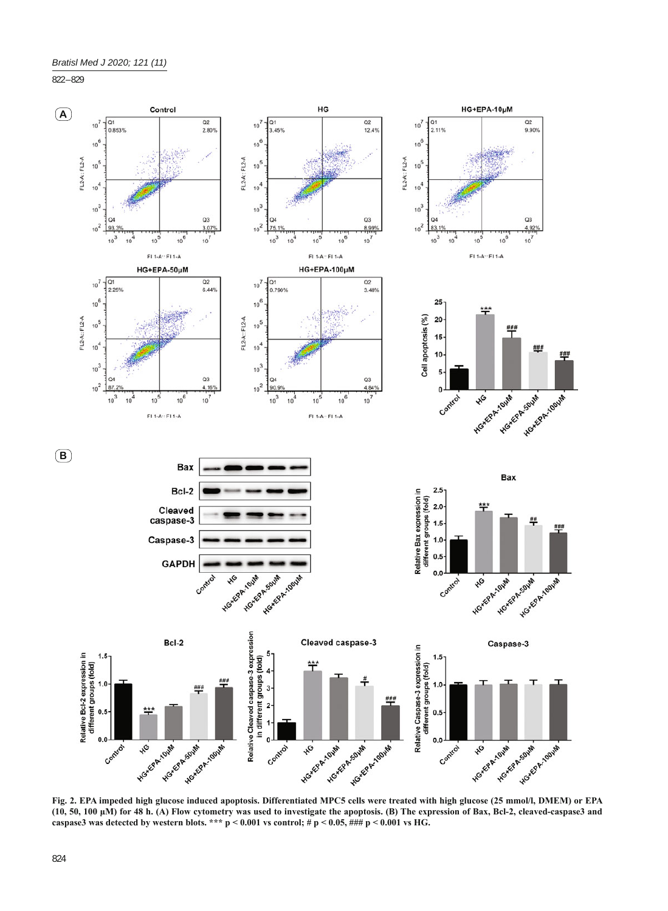Fig. 2. EPA impeded high glucose induced apoptosis. Differentiated MPC5 cells were treated with high glucose (25 mmol/l, DMEM) or EPA (10, 50, 100 μM) for 48 h. (A) Flow cytometry was used to investigate the apoptosis. (B) The expression of Bax, Bcl-2, cleaved-caspase3 and caspase3 was detected by western blots. *** $p < 0.001$ vs control; # $p < 0.05$, ### $p < 0.001$ vs HG.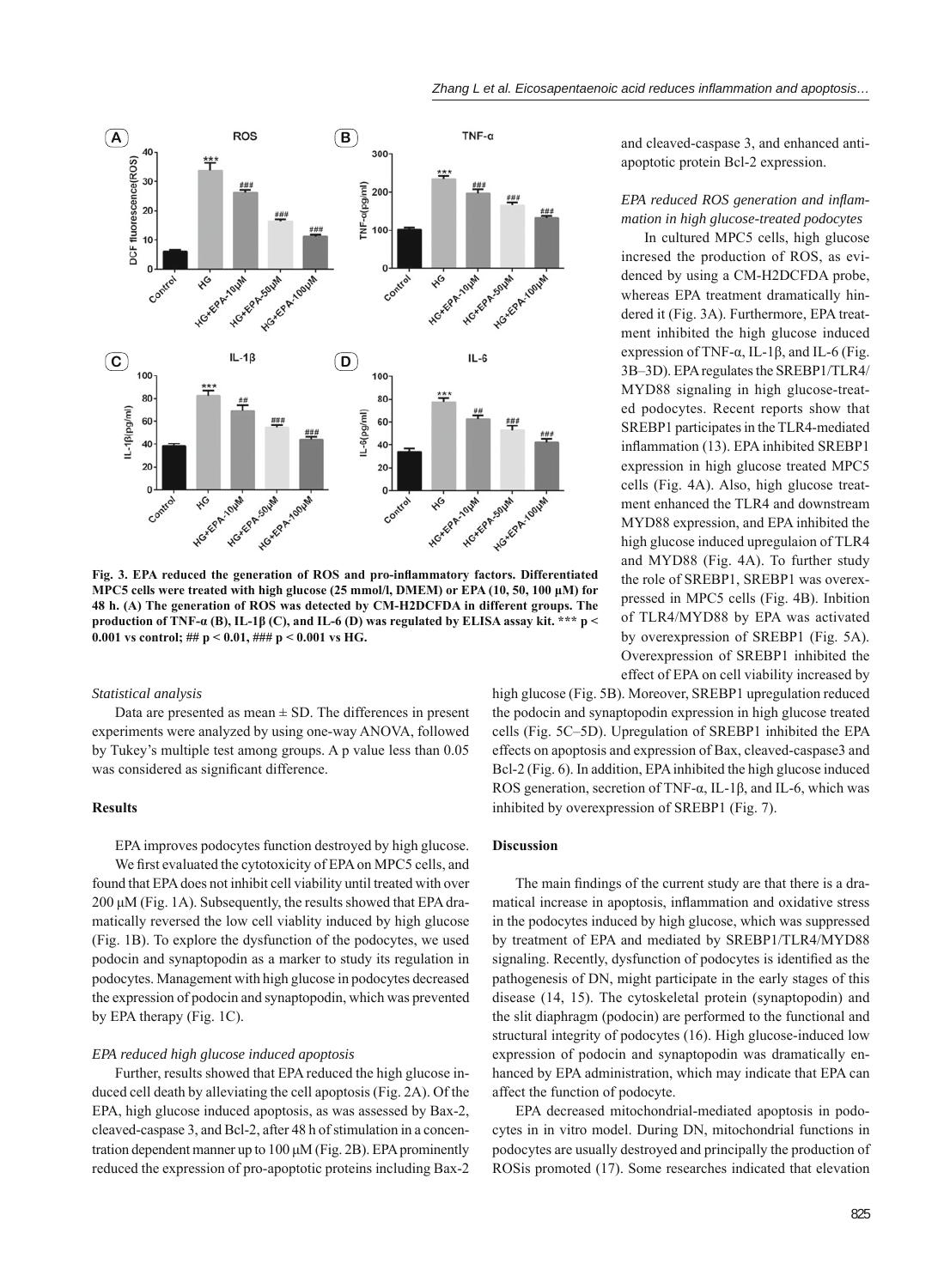Fig. 3. EPA reduced the generation of ROS and pro-inflammatory factors. Differentiated MPC5 cells were treated with high glucose (25 mmol/l, DMEM) or EPA (10, 50, 100 μM) for 48 h. (A) The generation of ROS was detected by CM-H2DCFDA in different groups. The production of TNF-α (B), IL-1β (C), and IL-6 (D) was regulated by ELISA assay kit. *** p < 0.001 vs control; ## p < 0.01, ### p < 0.001 vs HG.

*Statistical analysis*

Data are presented as mean ± SD. The differences in present experiments were analyzed by using one-way ANOVA, followed by Tukey's multiple test among groups. A p value less than 0.05 was considered as significant difference.

## Results

EPA improves podocytes function destroyed by high glucose.

We first evaluated the cytotoxicity of EPA on MPC5 cells, and found that EPA does not inhibit cell viability until treated with over 200 μM (Fig. 1A). Subsequently, the results showed that EPA dramatically reversed the low cell viablity induced by high glucose (Fig. 1B). To explore the dysfunction of the podocytes, we used podocin and synaptopodin as a marker to study its regulation in podocytes. Management with high glucose in podocytes decreased the expression of podocin and synaptopodin, which was prevented by EPA therapy (Fig. 1C).

*EPA reduced high glucose induced apoptosis*

Further, results showed that EPA reduced the high glucose induced cell death by alleviating the cell apoptosis (Fig. 2A). Of the EPA, high glucose induced apoptosis, as was assessed by Bax-2, cleaved-caspase 3, and Bcl-2, after 48 h of stimulation in a concentration dependent manner up to 100 μM (Fig. 2B). EPA prominently reduced the expression of pro-apoptotic proteins including Bax-2 and cleaved-caspase 3, and enhanced anti-apoptotic protein Bcl-2 expression.

*EPA reduced ROS generation and inflammation in high glucose-treated podocytes*

In cultured MPC5 cells, high glucose incresed the production of ROS, as evidenced by using a CM-H2DCFDA probe, whereas EPA treatment dramatically hindered it (Fig. 3A). Furthermore, EPA treatment inhibited the high glucose induced expression of TNF-α, IL-1β, and IL-6 (Fig. 3B–3D). EPA regulates the SREBP1/TLR4/MYD88 signaling in high glucose-treated podocytes. Recent reports show that SREBP1 participates in the TLR4-mediated inflammation (13). EPA inhibited SREBP1 expression in high glucose treated MPC5 cells (Fig. 4A). Also, high glucose treatment enhanced the TLR4 and downstream MYD88 expression, and EPA inhibited the high glucose induced upregulaion of TLR4 and MYD88 (Fig. 4A). To further study the role of SREBP1, SREBP1 was overexpressed in MPC5 cells (Fig. 4B). Inbition of TLR4/MYD88 by EPA was activated by overexpression of SREBP1 (Fig. 5A). Overexpression of SREBP1 inhibited the effect of EPA on cell viability increased by high glucose (Fig. 5B). Moreover, SREBP1 upregulation reduced the podocin and synaptopodin expression in high glucose treated cells (Fig. 5C–5D). Upregulation of SREBP1 inhibited the EPA effects on apoptosis and expression of Bax, cleaved-caspase3 and Bcl-2 (Fig. 6). In addition, EPA inhibited the high glucose induced ROS generation, secretion of TNF-α, IL-1β, and IL-6, which was inhibited by overexpression of SREBP1 (Fig. 7).

## Discussion

The main findings of the current study are that there is a dramatical increase in apoptosis, inflammation and oxidative stress in the podocytes induced by high glucose, which was suppressed by treatment of EPA and mediated by SREBP1/TLR4/MYD88 signaling. Recently, dysfunction of podocytes is identified as the pathogenesis of DN, might participate in the early stages of this disease (14, 15). The cytoskeletal protein (synaptopodin) and the slit diaphragm (podocin) are performed to the functional and structural integrity of podocytes (16). High glucose-induced low expression of podocin and synaptopodin was dramatically enhanced by EPA administration, which may indicate that EPA can affect the function of podocyte.

EPA decreased mitochondrial-mediated apoptosis in podocytes in in vitro model. During DN, mitochondrial functions in podocytes are usually destroyed and principally the production of ROSis promoted (17). Some researches indicated that elevation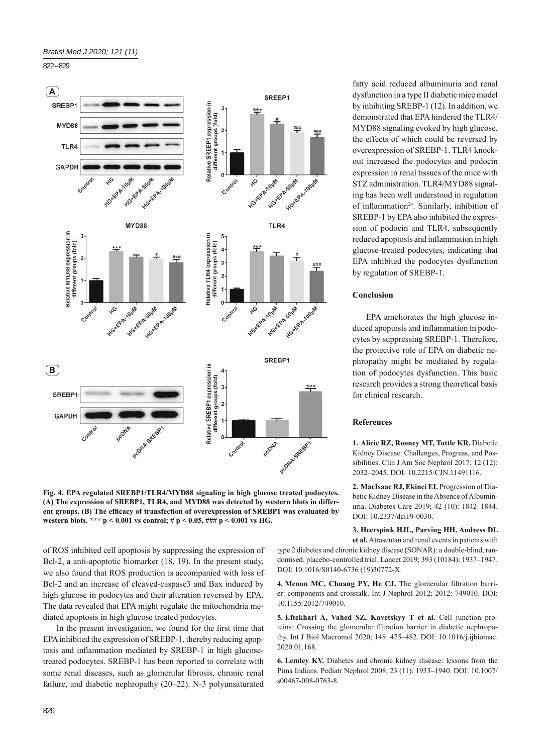Fig. 4. EPA regulated SREBP1/TLR4/MYD88 signaling in high glucose treated podocytes. (A) The expression of SREBP1, TLR4, and MYD88 was detected by western blots in different groups. (B) The efficacy of transfection of overexpression of SREBP1 was evaluated by western blots. *** p < 0.001 vs control; # p < 0.05, ### p < 0.001 vs HG.

of ROS inhibited cell apoptosis by suppressing the expression of Bcl-2, a anti-apoptotic biomarker (18, 19). In the present study, we also found that ROS production is accompanied with loss of Bcl-2 and an increase of cleaved-caspase3 and Bax induced by high glucose in podocytes and their alteration reversed by EPA. The data revealed that EPA might regulate the mitochondria mediated apoptosis in high glucose treated podocytes.

In the present investigation, we found for the first time that EPA inhibited the expression of SREBP-1, thereby reducing apoptosis and inflammation mediated by SREBP-1 in high glucose-treated podocytes. SREBP-1 has been reported to correlate with some renal diseases, such as glomerular fibrosis, chronic renal failure, and diabetic nephropathy (20–22). N-3 polyunsaturated fatty acid reduced albuminuria and renal dysfunction in a type II diabetic mice model by inhibiting SREBP-1 (12). In addition, we demonstrated that EPA hindered the TLR4/MYD88 signaling evoked by high glucose, the effects of which could be reversed by overexpression of SREBP-1. TLR4 knockout increased the podocytes and podocin expression in renal tissues of the mice with STZ administration. TLR4/MYD88 signaling has been well understood in regulation of inflammation[24]. Similarly, inhibition of SREBP-1 by EPA also inhibited the expression of podocin and TLR4, subsequently reduced apoptosis and inflammation in high glucose-treated podocytes, indicating that EPA inhibited the podocytes dysfunction by regulation of SREBP-1.

## Conclusion

EPA ameliorates the high glucose induced apoptosis and inflammation in podocytes by suppressing SREBP-1. Therefore, the protective role of EPA on diabetic nephropathy might be mediated by regulation of podocytes dysfunction. This basic research provides a strong theoretical basis for clinical research.

## References

**1. Alicic RZ, Rooney MT, Tuttle KR.** Diabetic Kidney Disease: Challenges, Progress, and Possibilities. Clin J Am Soc Nephrol 2017; 12 (12): 2032–2045. DOI: 10.2215/CJN.11491116.

**2. MacIsaac RJ, Ekinci EI.** Progression of Diabetic Kidney Disease in the Absence of Albuminuria. Diabetes Care 2019; 42 (10): 1842–1844. DOI: 10.2337/dci19-0030.

**3. Heerspink HJL, Parving HH, Andress DL et al.** Atrasentan and renal events in patients with type 2 diabetes and chronic kidney disease (SONAR): a double-blind, randomised, placebo-controlled trial. Lancet 2019; 393 (10184): 1937–1947. DOI: 10.1016/S0140-6736 (19)30772-X.

**4. Menon MC, Chuang PY, He CJ.** The glomerular filtration barrier: components and crosstalk. Int J Nephrol 2012; 2012: 749010. DOI: 10.1155/2012/749010.

**5. Eftekhari A, Vahed SZ, Kavetskyy T et al.** Cell junction proteins: Crossing the glomerular filtration barrier in diabetic nephropathy. Int J Biol Macromol 2020; 148: 475–482. DOI: 10.1016/j.ijbiomac.2020.01.168.

**6. Lemley KV.** Diabetes and chronic kidney disease: lessons from the Pima Indians. Pediatr Nephrol 2008; 23 (11): 1933–1940. DOI: 10.1007/s00467-008-0763-8.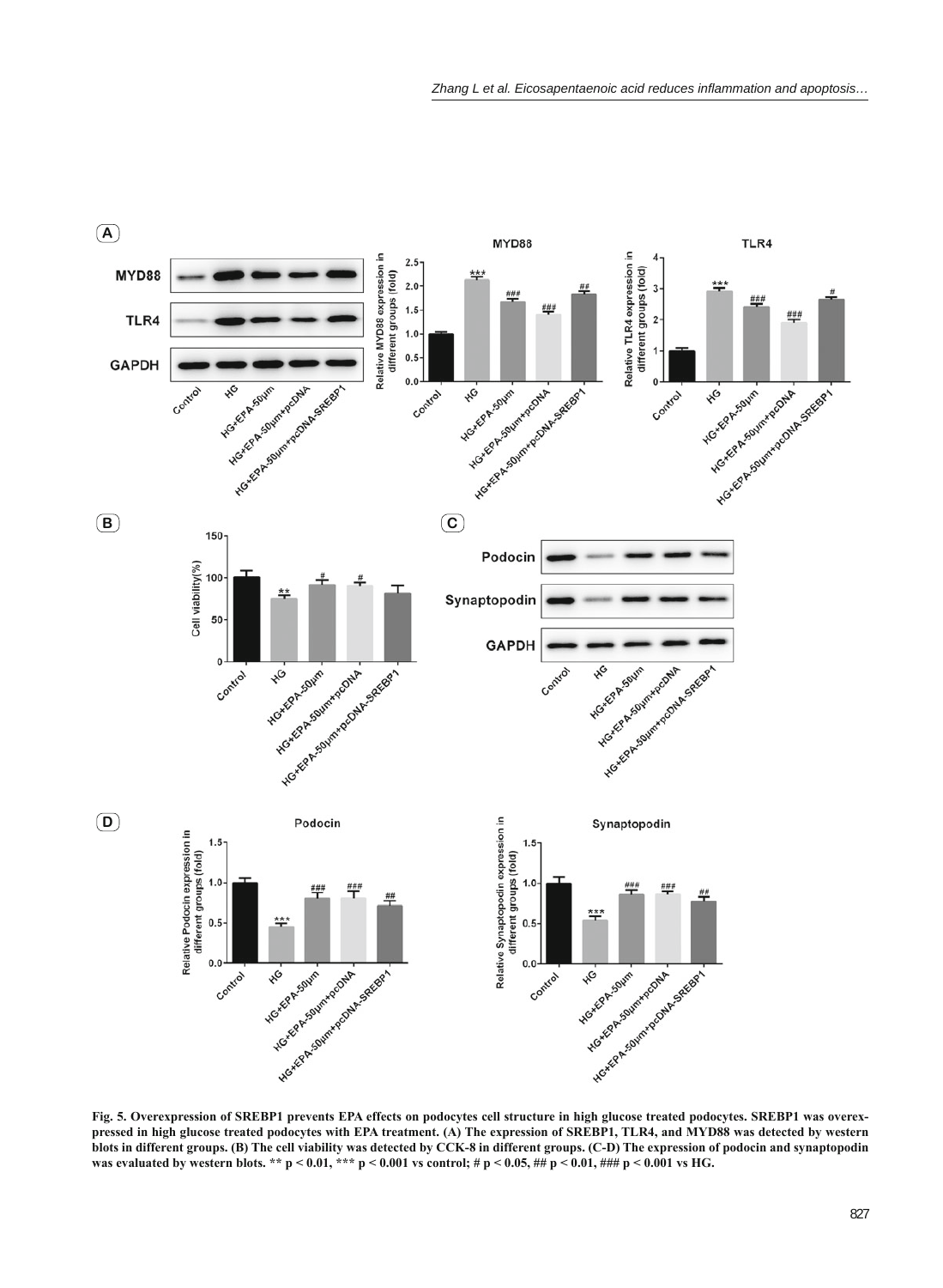**Fig. 5. Overexpression of SREBP1 prevents EPA effects on podocytes cell structure in high glucose treated podocytes. SREBP1 was overexpressed in high glucose treated podocytes with EPA treatment. (A) The expression of SREBP1, TLR4, and MYD88 was detected by western blots in different groups. (B) The cell viability was detected by CCK-8 in different groups. (C-D) The expression of podocin and synaptopodin was evaluated by western blots. ** $p < 0.01$, *** $p < 0.001$ vs control; # $p < 0.05$, ## $p < 0.01$, ### $p < 0.001$ vs HG.**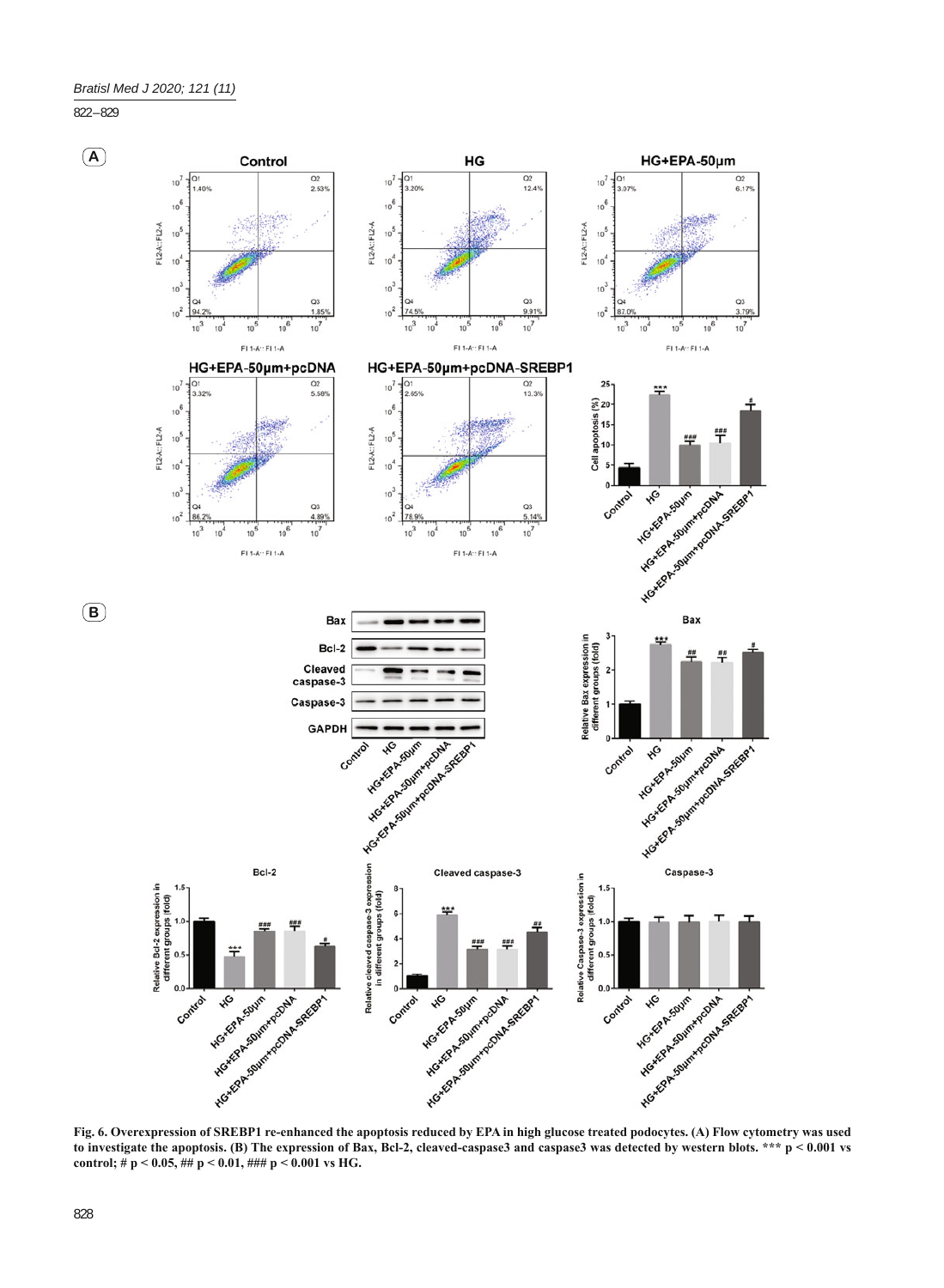**Fig. 6. Overexpression of SREBP1 re-enhanced the apoptosis reduced by EPA in high glucose treated podocytes. (A) Flow cytometry was used to investigate the apoptosis. (B) The expression of Bax, Bcl-2, cleaved-caspase3 and caspase3 was detected by western blots. *** $p < 0.001$ vs control; # $p < 0.05$, ## $p < 0.01$, ### $p < 0.001$ vs HG.**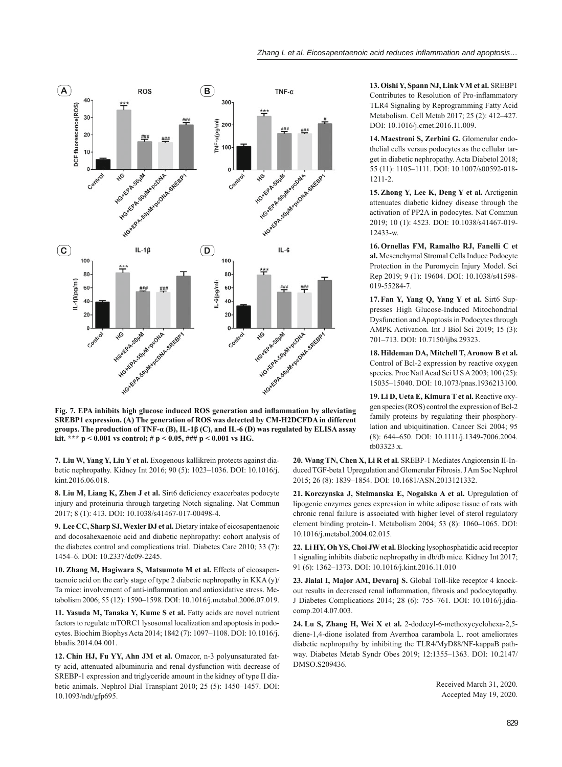A

ROS

DCF fluorescence(ROS)

40
30
20
10
0

***
###
###
###

Control
HG
HG+EPA-50μM
HG+EPA-50μM+pcDNA
HG+EPA-50μM+pcDNA-SREBP1

B

TNF-α

TNF-α(pg/ml)

300
200
100
0

***
###
###
#

Control
HG
HG+EPA-50μM
HG+EPA-50μM+pcDNA
HG+EPA-50μM+pcDNA-SREBP1

C

IL-1β

IL-1β(pg/ml)

100
80
60
40
20
0

***
###
###

Control
HG
HG+EPA-50μM
HG+EPA-50μM+pcDNA
HG+EPA-50μM+pcDNA-SREBP1

D

IL-6

IL-6(pg/ml)

100
80
60
40
20
0

***
###
###

Control
HG
HG+EPA-50μM
HG+EPA-50μM+pcDNA
HG+EPA-50μM+pcDNA-SREBP1

**Fig. 7. EPA inhibits high glucose induced ROS generation and inflammation by alleviating SREBP1 expression. (A) The generation of ROS was detected by CM-H2DCFDA in different groups. The production of TNF-α (B), IL-1β (C), and IL-6 (D) was regulated by ELISA assay kit. \*\*\* p < 0.001 vs control; # p < 0.05, ### p < 0.001 vs HG.**

**7. Liu W, Yang Y, Liu Y et al.** Exogenous kallikrein protects against diabetic nephropathy. Kidney Int 2016; 90 (5): 1023–1036. DOI: 10.1016/j.kint.2016.06.018.

**8. Liu M, Liang K, Zhen J et al.** Sirt6 deficiency exacerbates podocyte injury and proteinuria through targeting Notch signaling. Nat Commun 2017; 8 (1): 413. DOI: 10.1038/s41467-017-00498-4.

**9. Lee CC, Sharp SJ, Wexler DJ et al.** Dietary intake of eicosapentaenoic and docosahexaenoic acid and diabetic nephropathy: cohort analysis of the diabetes control and complications trial. Diabetes Care 2010; 33 (7): 1454–6. DOI: 10.2337/dc09-2245.

**10. Zhang M, Hagiwara S, Matsumoto M et al.** Effects of eicosapentaenoic acid on the early stage of type 2 diabetic nephropathy in KKA (y)/Ta mice: involvement of anti-inflammation and antioxidative stress. Metabolism 2006; 55 (12): 1590–1598. DOI: 10.1016/j.metabol.2006.07.019.

**11. Yasuda M, Tanaka Y, Kume S et al.** Fatty acids are novel nutrient factors to regulate mTORC1 lysosomal localization and apoptosis in podocytes. Biochim Biophys Acta 2014; 1842 (7): 1097–1108. DOI: 10.1016/j.bbadis.2014.04.001.

**12. Chin HJ, Fu YY, Ahn JM et al.** Omacor, n-3 polyunsaturated fatty acid, attenuated albuminuria and renal dysfunction with decrease of SREBP-1 expression and triglyceride amount in the kidney of type II diabetic animals. Nephrol Dial Transplant 2010; 25 (5): 1450–1457. DOI: 10.1093/ndt/gfp695.

**13. Oishi Y, Spann NJ, Link VM et al.** SREBP1 Contributes to Resolution of Pro-inflammatory TLR4 Signaling by Reprogramming Fatty Acid Metabolism. Cell Metab 2017; 25 (2): 412–427. DOI: 10.1016/j.cmet.2016.11.009.

**14. Maestroni S, Zerbini G.** Glomerular endothelial cells versus podocytes as the cellular target in diabetic nephropathy. Acta Diabetol 2018; 55 (11): 1105–1111. DOI: 10.1007/s00592-018-1211-2.

**15. Zhong Y, Lee K, Deng Y et al.** Arctigenin attenuates diabetic kidney disease through the activation of PP2A in podocytes. Nat Commun 2019; 10 (1): 4523. DOI: 10.1038/s41467-019-12433-w.

**16. Ornellas FM, Ramalho RJ, Fanelli C et al.** Mesenchymal Stromal Cells Induce Podocyte Protection in the Puromycin Injury Model. Sci Rep 2019; 9 (1): 19604. DOI: 10.1038/s41598-019-55284-7.

**17. Fan Y, Yang Q, Yang Y et al.** Sirt6 Suppresses High Glucose-Induced Mitochondrial Dysfunction and Apoptosis in Podocytes through AMPK Activation. Int J Biol Sci 2019; 15 (3): 701–713. DOI: 10.7150/ijbs.29323.

**18. Hildeman DA, Mitchell T, Aronow B et al.** Control of Bcl-2 expression by reactive oxygen species. Proc Natl Acad Sci U S A 2003; 100 (25): 15035–15040. DOI: 10.1073/pnas.1936213100.

**19. Li D, Ueta E, Kimura T et al.** Reactive oxygen species (ROS) control the expression of Bcl-2 family proteins by regulating their phosphorylation and ubiquitination. Cancer Sci 2004; 95 (8): 644–650. DOI: 10.1111/j.1349-7006.2004.tb03323.x.

**20. Wang TN, Chen X, Li R et al.** SREBP-1 Mediates Angiotensin II-Induced TGF-beta1 Upregulation and Glomerular Fibrosis. J Am Soc Nephrol 2015; 26 (8): 1839–1854. DOI: 10.1681/ASN.2013121332.

**21. Korczynska J, Stelmanska E, Nogalska A et al.** Upregulation of lipogenic enzymes genes expression in white adipose tissue of rats with chronic renal failure is associated with higher level of sterol regulatory element binding protein-1. Metabolism 2004; 53 (8): 1060–1065. DOI: 10.1016/j.metabol.2004.02.015.

**22. Li HY, Oh YS, Choi JW et al.** Blocking lysophosphatidic acid receptor 1 signaling inhibits diabetic nephropathy in db/db mice. Kidney Int 2017; 91 (6): 1362–1373. DOI: 10.1016/j.kint.2016.11.010

**23. Jialal I, Major AM, Devaraj S.** Global Toll-like receptor 4 knockout results in decreased renal inflammation, fibrosis and podocytopathy. J Diabetes Complications 2014; 28 (6): 755–761. DOI: 10.1016/j.jdiacomp.2014.07.003.

**24. Lu S, Zhang H, Wei X et al.** 2-dodecyl-6-methoxycyclohexa-2,5-diene-1,4-dione isolated from Averrhoa carambola L. root ameliorates diabetic nephropathy by inhibiting the TLR4/MyD88/NF-kappaB pathway. Diabetes Metab Syndr Obes 2019; 12:1355–1363. DOI: 10.2147/DMSO.S209436.

Received March 31, 2020.
Accepted May 19, 2020.